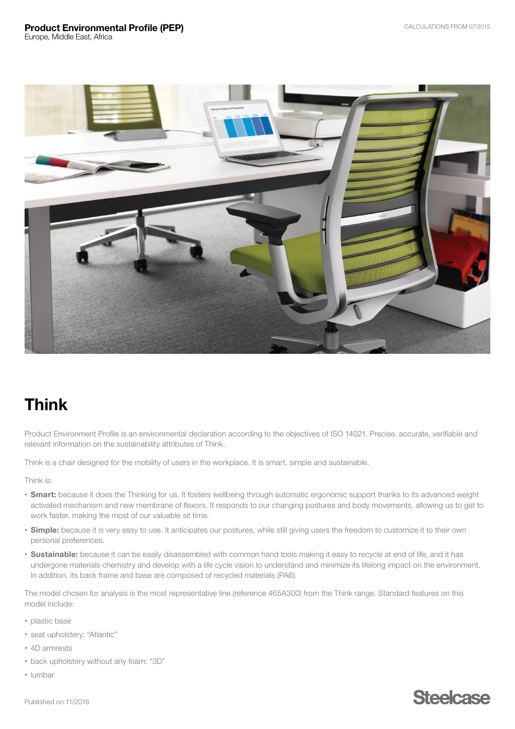**Product Environmental Profile (PEP)**
Europe, Middle East, Africa

CALCULATIONS FROM 07/2015

# Think

Product Environment Profile is an environmental declaration according to the objectives of ISO 14021. Precise, accurate, verifiable and relevant information on the sustainability attributes of Think.

Think is a chair designed for the mobility of users in the workplace. It is smart, simple and sustainable.

Think is:

- **Smart:** because it does the Thinking for us. It fosters wellbeing through automatic ergonomic support thanks to its advanced weight activated mechanism and new membrane of flexors. It responds to our changing postures and body movements, allowing us to get to work faster, making the most of our valuable sit time.
- **Simple:** because it is very easy to use. It anticipates our postures, while still giving users the freedom to customize it to their own personal preferences.
- **Sustainable:** because it can be easily disassembled with common hand tools making it easy to recycle at end of life, and it has undergone materials chemistry and develop with a life cycle vision to understand and minimize its lifelong impact on the environment. In addition, its back frame and base are composed of recycled materials (PA6).

The model chosen for analysis is the most representative line (reference 465A300) from the Think range. Standard features on this model include:

- plastic base
- seat upholstery: "Atlantic"
- 4D armrests
- back upholstery without any foam: "3D"
- lumbar

Published on 11/2016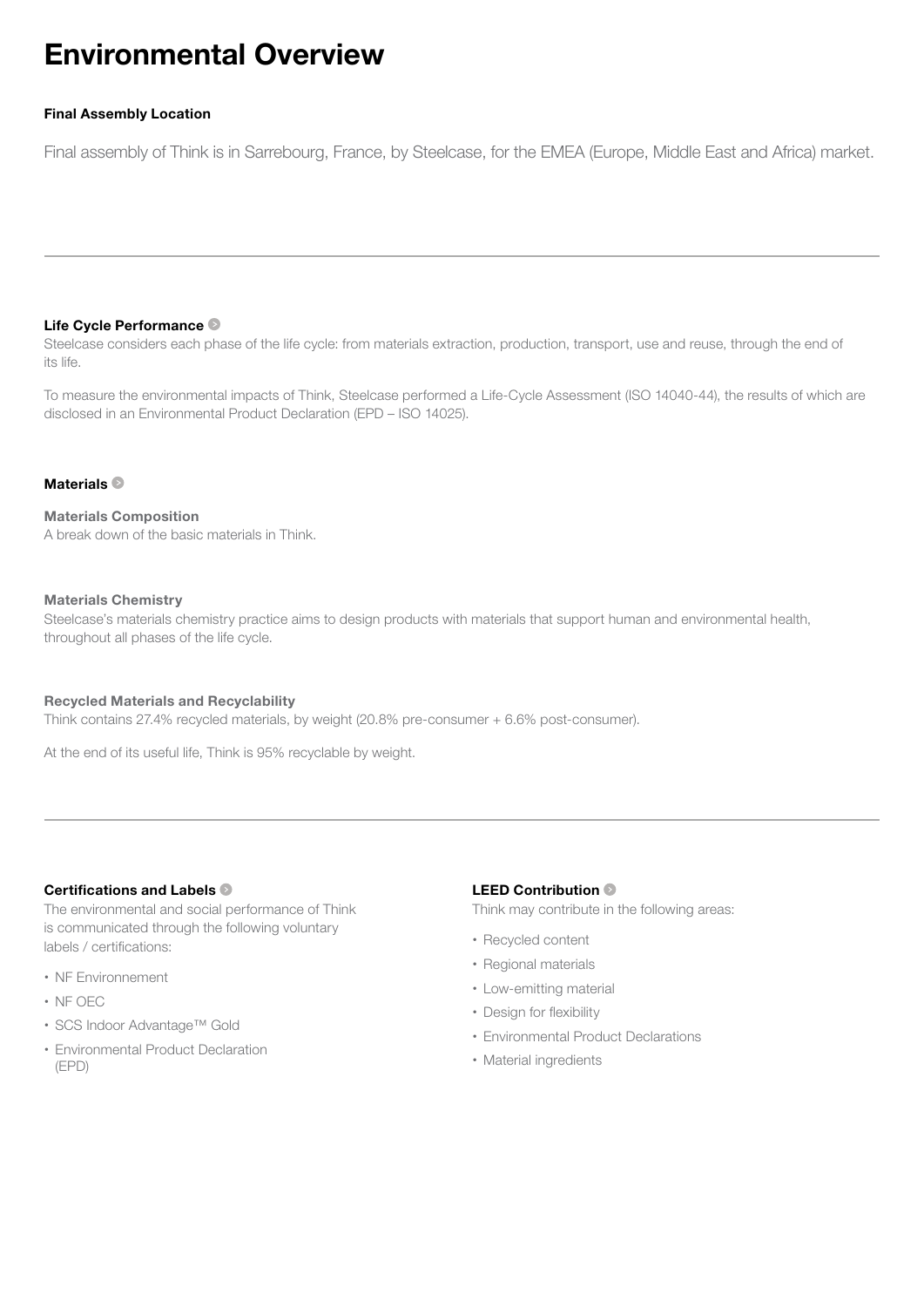# Environmental Overview

### Final Assembly Location

Final assembly of Think is in Sarrebourg, France, by Steelcase, for the EMEA (Europe, Middle East and Africa) market.

---

### Life Cycle Performance

Steelcase considers each phase of the life cycle: from materials extraction, production, transport, use and reuse, through the end of its life.

To measure the environmental impacts of Think, Steelcase performed a Life-Cycle Assessment (ISO 14040-44), the results of which are disclosed in an Environmental Product Declaration (EPD – ISO 14025).

### Materials

**Materials Composition**
A break down of the basic materials in Think.

**Materials Chemistry**
Steelcase's materials chemistry practice aims to design products with materials that support human and environmental health, throughout all phases of the life cycle.

**Recycled Materials and Recyclability**
Think contains 27.4% recycled materials, by weight (20.8% pre-consumer + 6.6% post-consumer).

At the end of its useful life, Think is 95% recyclable by weight.

---

### Certifications and Labels

The environmental and social performance of Think is communicated through the following voluntary labels / certifications:

- NF Environnement
- NF OEC
- SCS Indoor Advantage™ Gold
- Environmental Product Declaration (EPD)

### LEED Contribution

Think may contribute in the following areas:

- Recycled content
- Regional materials
- Low-emitting material
- Design for flexibility
- Environmental Product Declarations
- Material ingredients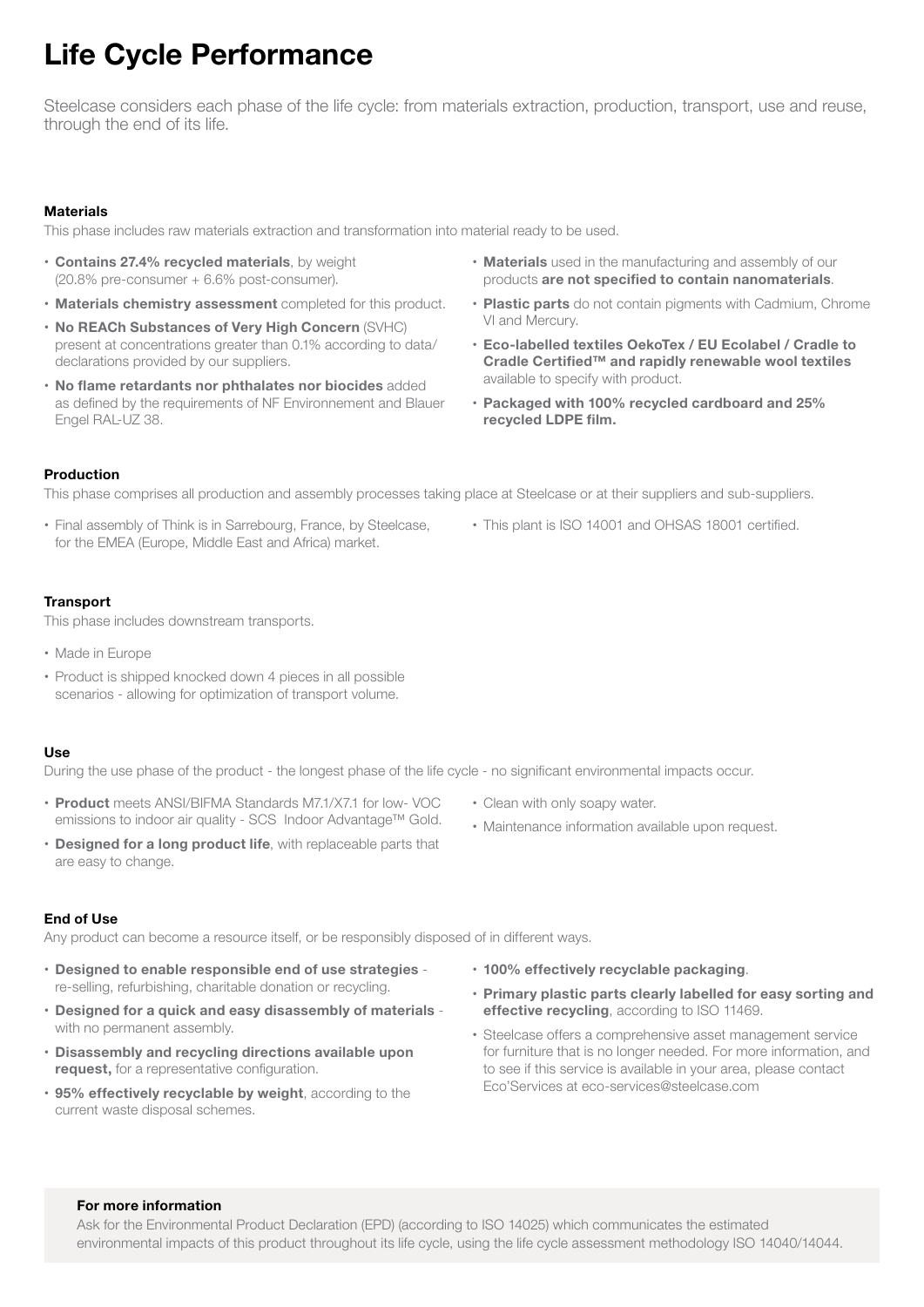# Life Cycle Performance

Steelcase considers each phase of the life cycle: from materials extraction, production, transport, use and reuse, through the end of its life.

### Materials

This phase includes raw materials extraction and transformation into material ready to be used.

- **Contains 27.4% recycled materials**, by weight (20.8% pre-consumer + 6.6% post-consumer).
- **Materials chemistry assessment** completed for this product.
- **No REACh Substances of Very High Concern** (SVHC) present at concentrations greater than 0.1% according to data/declarations provided by our suppliers.
- **No flame retardants nor phthalates nor biocides** added as defined by the requirements of NF Environnement and Blauer Engel RAL-UZ 38.
- **Materials** used in the manufacturing and assembly of our products **are not specified to contain nanomaterials**.
- **Plastic parts** do not contain pigments with Cadmium, Chrome VI and Mercury.
- **Eco-labelled textiles OekoTex / EU Ecolabel / Cradle to Cradle Certified™ and rapidly renewable wool textiles** available to specify with product.
- **Packaged with 100% recycled cardboard and 25% recycled LDPE film.**

### Production

This phase comprises all production and assembly processes taking place at Steelcase or at their suppliers and sub-suppliers.

- Final assembly of Think is in Sarrebourg, France, by Steelcase, for the EMEA (Europe, Middle East and Africa) market.
- This plant is ISO 14001 and OHSAS 18001 certified.

### Transport

This phase includes downstream transports.

- Made in Europe
- Product is shipped knocked down 4 pieces in all possible scenarios - allowing for optimization of transport volume.

### Use

During the use phase of the product - the longest phase of the life cycle - no significant environmental impacts occur.

- **Product** meets ANSI/BIFMA Standards M7.1/X7.1 for low- VOC emissions to indoor air quality - SCS Indoor Advantage™ Gold.
- **Designed for a long product life**, with replaceable parts that are easy to change.
- Clean with only soapy water.
- Maintenance information available upon request.

### End of Use

Any product can become a resource itself, or be responsibly disposed of in different ways.

- **Designed to enable responsible end of use strategies** - re-selling, refurbishing, charitable donation or recycling.
- **Designed for a quick and easy disassembly of materials** - with no permanent assembly.
- **Disassembly and recycling directions available upon request,** for a representative configuration.
- **95% effectively recyclable by weight**, according to the current waste disposal schemes.
- **100% effectively recyclable packaging**.
- **Primary plastic parts clearly labelled for easy sorting and effective recycling**, according to ISO 11469.
- Steelcase offers a comprehensive asset management service for furniture that is no longer needed. For more information, and to see if this service is available in your area, please contact Eco'Services at eco-services@steelcase.com

**For more information**

Ask for the Environmental Product Declaration (EPD) (according to ISO 14025) which communicates the estimated environmental impacts of this product throughout its life cycle, using the life cycle assessment methodology ISO 14040/14044.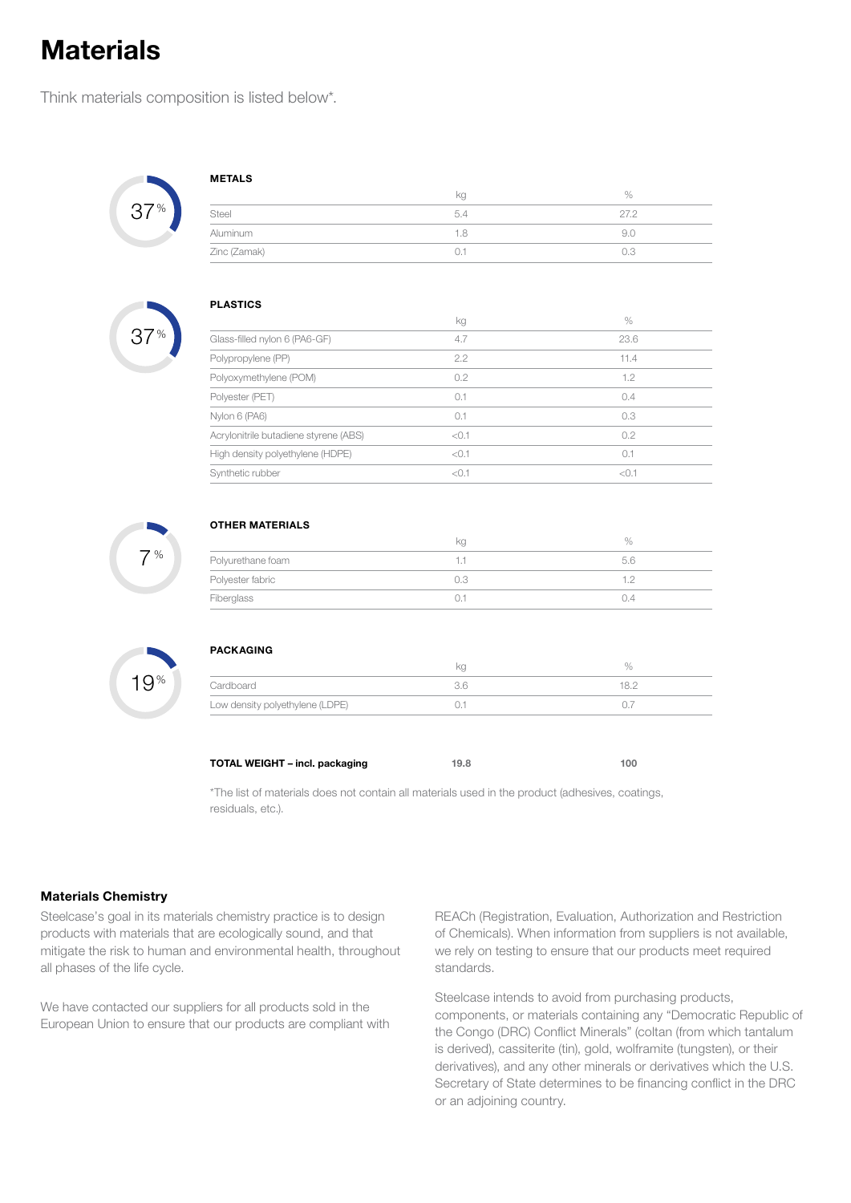# Materials

Think materials composition is listed below*.

37%

**METALS**

| | kg | % |
|---|---|---|
| Steel | 5.4 | 27.2 |
| Aluminum | 1.8 | 9.0 |
| Zinc (Zamak) | 0.1 | 0.3 |

37%

**PLASTICS**

| | kg | % |
|---|---|---|
| Glass-filled nylon 6 (PA6-GF) | 4.7 | 23.6 |
| Polypropylene (PP) | 2.2 | 11.4 |
| Polyoxymethylene (POM) | 0.2 | 1.2 |
| Polyester (PET) | 0.1 | 0.4 |
| Nylon 6 (PA6) | 0.1 | 0.3 |
| Acrylonitrile butadiene styrene (ABS) | <0.1 | 0.2 |
| High density polyethylene (HDPE) | <0.1 | 0.1 |
| Synthetic rubber | <0.1 | <0.1 |

7%

**OTHER MATERIALS**

| | kg | % |
|---|---|---|
| Polyurethane foam | 1.1 | 5.6 |
| Polyester fabric | 0.3 | 1.2 |
| Fiberglass | 0.1 | 0.4 |

19%

**PACKAGING**

| | kg | % |
|---|---|---|
| Cardboard | 3.6 | 18.2 |
| Low density polyethylene (LDPE) | 0.1 | 0.7 |

| **TOTAL WEIGHT – incl. packaging** | **19.8** | **100** |
|---|---|---|

*The list of materials does not contain all materials used in the product (adhesives, coatings, residuals, etc.).

### Materials Chemistry

Steelcase's goal in its materials chemistry practice is to design products with materials that are ecologically sound, and that mitigate the risk to human and environmental health, throughout all phases of the life cycle.

We have contacted our suppliers for all products sold in the European Union to ensure that our products are compliant with REACh (Registration, Evaluation, Authorization and Restriction of Chemicals). When information from suppliers is not available, we rely on testing to ensure that our products meet required standards.

Steelcase intends to avoid from purchasing products, components, or materials containing any "Democratic Republic of the Congo (DRC) Conflict Minerals" (coltan (from which tantalum is derived), cassiterite (tin), gold, wolframite (tungsten), or their derivatives), and any other minerals or derivatives which the U.S. Secretary of State determines to be financing conflict in the DRC or an adjoining country.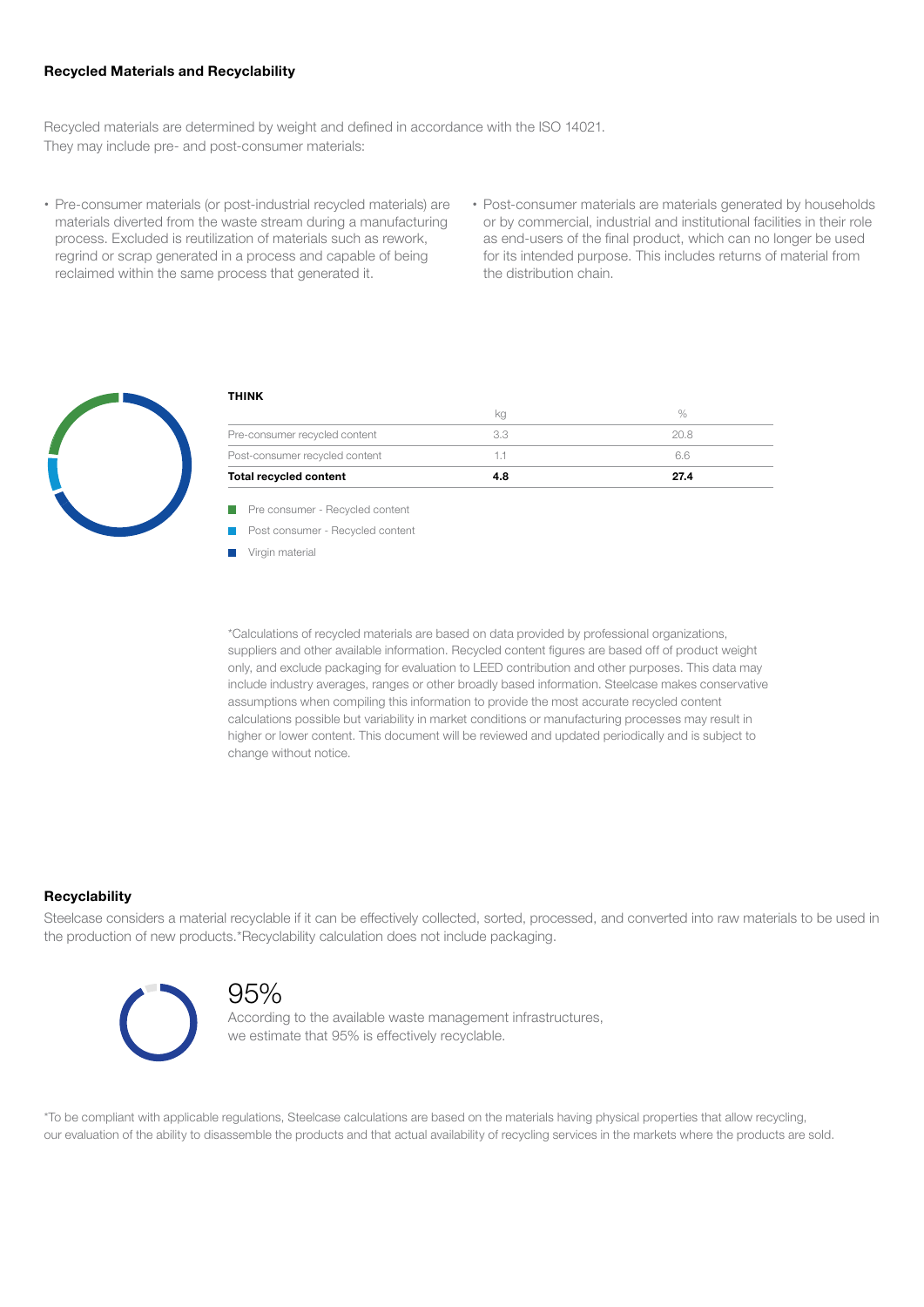### Recycled Materials and Recyclability

Recycled materials are determined by weight and defined in accordance with the ISO 14021. They may include pre- and post-consumer materials:

- Pre-consumer materials (or post-industrial recycled materials) are materials diverted from the waste stream during a manufacturing process. Excluded is reutilization of materials such as rework, regrind or scrap generated in a process and capable of being reclaimed within the same process that generated it.
- Post-consumer materials are materials generated by households or by commercial, industrial and institutional facilities in their role as end-users of the final product, which can no longer be used for its intended purpose. This includes returns of material from the distribution chain.

**THINK**

| | kg | % |
|---|---|---|
| Pre-consumer recycled content | 3.3 | 20.8 |
| Post-consumer recycled content | 1.1 | 6.6 |
| **Total recycled content** | **4.8** | **27.4** |

- Pre consumer - Recycled content
- Post consumer - Recycled content
- Virgin material

*Calculations of recycled materials are based on data provided by professional organizations, suppliers and other available information. Recycled content figures are based off of product weight only, and exclude packaging for evaluation to LEED contribution and other purposes. This data may include industry averages, ranges or other broadly based information. Steelcase makes conservative assumptions when compiling this information to provide the most accurate recycled content calculations possible but variability in market conditions or manufacturing processes may result in higher or lower content. This document will be reviewed and updated periodically and is subject to change without notice.

### Recyclability

Steelcase considers a material recyclable if it can be effectively collected, sorted, processed, and converted into raw materials to be used in the production of new products.*Recyclability calculation does not include packaging.

95%

According to the available waste management infrastructures, we estimate that 95% is effectively recyclable.

*To be compliant with applicable regulations, Steelcase calculations are based on the materials having physical properties that allow recycling, our evaluation of the ability to disassemble the products and that actual availability of recycling services in the markets where the products are sold.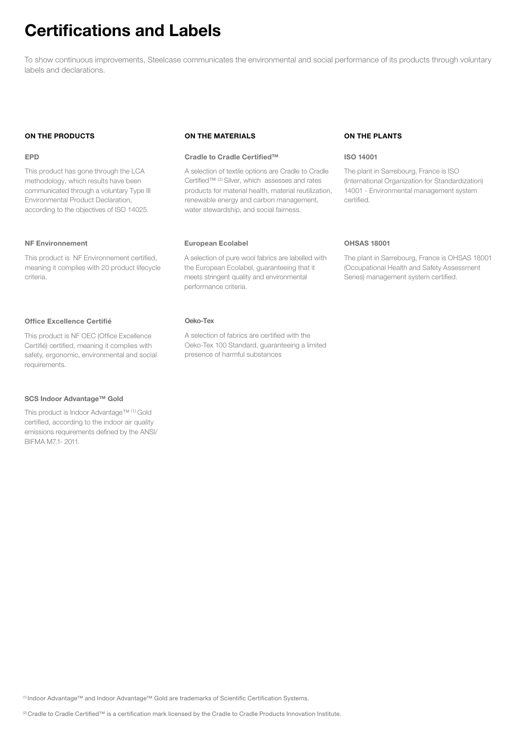# Certifications and Labels

To show continuous improvements, Steelcase communicates the environmental and social performance of its products through voluntary labels and declarations.

## ON THE PRODUCTS

### EPD

This product has gone through the LCA methodology, which results have been communicated through a voluntary Type III Environmental Product Declaration, according to the objectives of ISO 14025.

### NF Environnement

This product is NF Environnement certified, meaning it complies with 20 product lifecycle criteria.

### Office Excellence Certifié

This product is NF OEC (Office Excellence Certifié) certified, meaning it complies with safety, ergonomic, environmental and social requirements.

### SCS Indoor Advantage™ Gold

This product is Indoor Advantage™ [1] Gold certified, according to the indoor air quality emissions requirements defined by the ANSI/ BIFMA M7.1- 2011.

## ON THE MATERIALS

### Cradle to Cradle Certified™

A selection of textile options are Cradle to Cradle Certified™ [2] Silver, which assesses and rates products for material health, material reutilization, renewable energy and carbon management, water stewardship, and social fairness.

### European Ecolabel

A selection of pure wool fabrics are labelled with the European Ecolabel, guaranteeing that it meets stringent quality and environmental performance criteria.

### Oeko-Tex

A selection of fabrics are certified with the Oeko-Tex 100 Standard, guaranteeing a limited presence of harmful substances

## ON THE PLANTS

### ISO 14001

The plant in Sarrebourg, France is ISO (International Organization for Standardization) 14001 - Environmental management system certified.

### OHSAS 18001

The plant in Sarrebourg, France is OHSAS 18001 (Occupational Health and Safety Assessment Series) management system certified.

[1] Indoor Advantage™ and Indoor Advantage™ Gold are trademarks of Scientific Certification Systems.

[2] Cradle to Cradle Certified™ is a certification mark licensed by the Cradle to Cradle Products Innovation Institute.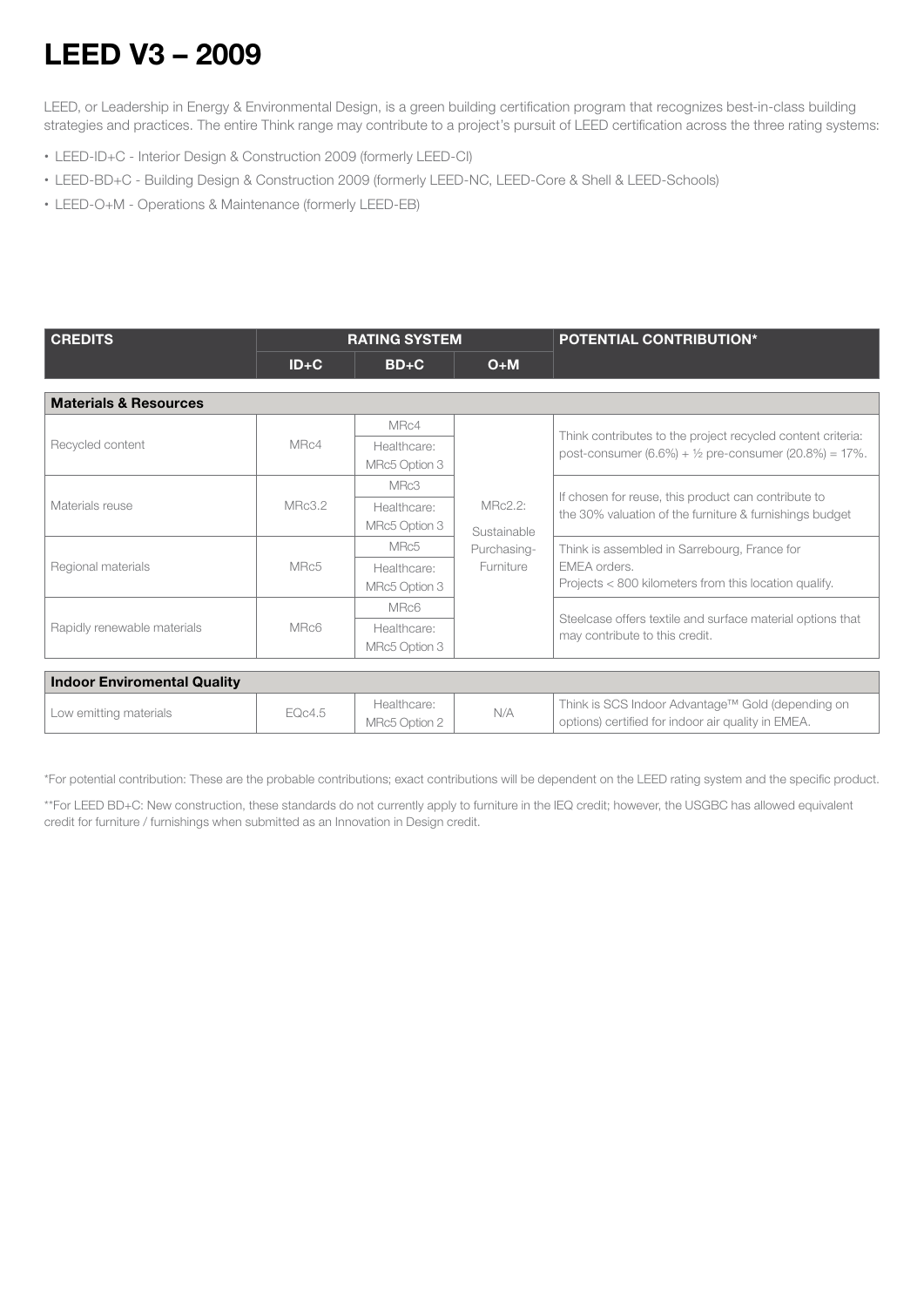# LEED V3 – 2009

LEED, or Leadership in Energy & Environmental Design, is a green building certification program that recognizes best-in-class building strategies and practices. The entire Think range may contribute to a project's pursuit of LEED certification across the three rating systems:

- LEED-ID+C - Interior Design & Construction 2009 (formerly LEED-CI)
- LEED-BD+C - Building Design & Construction 2009 (formerly LEED-NC, LEED-Core & Shell & LEED-Schools)
- LEED-O+M - Operations & Maintenance (formerly LEED-EB)

| CREDITS | RATING SYSTEM | | | POTENTIAL CONTRIBUTION* |
|---|---|---|---|---|
| | ID+C | BD+C | O+M | |
| **Materials & Resources** | | | | |
| Recycled content | MRc4 | MRc4<br>Healthcare: MRc5 Option 3 | MRc2.2: Sustainable Purchasing-Furniture | Think contributes to the project recycled content criteria: post-consumer (6.6%) + ½ pre-consumer (20.8%) = 17%. |
| Materials reuse | MRc3.2 | MRc3<br>Healthcare: MRc5 Option 3 | MRc2.2: Sustainable Purchasing-Furniture | If chosen for reuse, this product can contribute to the 30% valuation of the furniture & furnishings budget |
| Regional materials | MRc5 | MRc5<br>Healthcare: MRc5 Option 3 | MRc2.2: Sustainable Purchasing-Furniture | Think is assembled in Sarrebourg, France for EMEA orders.<br>Projects < 800 kilometers from this location qualify. |
| Rapidly renewable materials | MRc6 | MRc6<br>Healthcare: MRc5 Option 3 | MRc2.2: Sustainable Purchasing-Furniture | Steelcase offers textile and surface material options that may contribute to this credit. |
| **Indoor Enviromental Quality** | | | | |
| Low emitting materials | EQc4.5 | Healthcare: MRc5 Option 2 | N/A | Think is SCS Indoor Advantage™ Gold (depending on options) certified for indoor air quality in EMEA. |

*For potential contribution: These are the probable contributions; exact contributions will be dependent on the LEED rating system and the specific product.

**For LEED BD+C: New construction, these standards do not currently apply to furniture in the IEQ credit; however, the USGBC has allowed equivalent credit for furniture / furnishings when submitted as an Innovation in Design credit.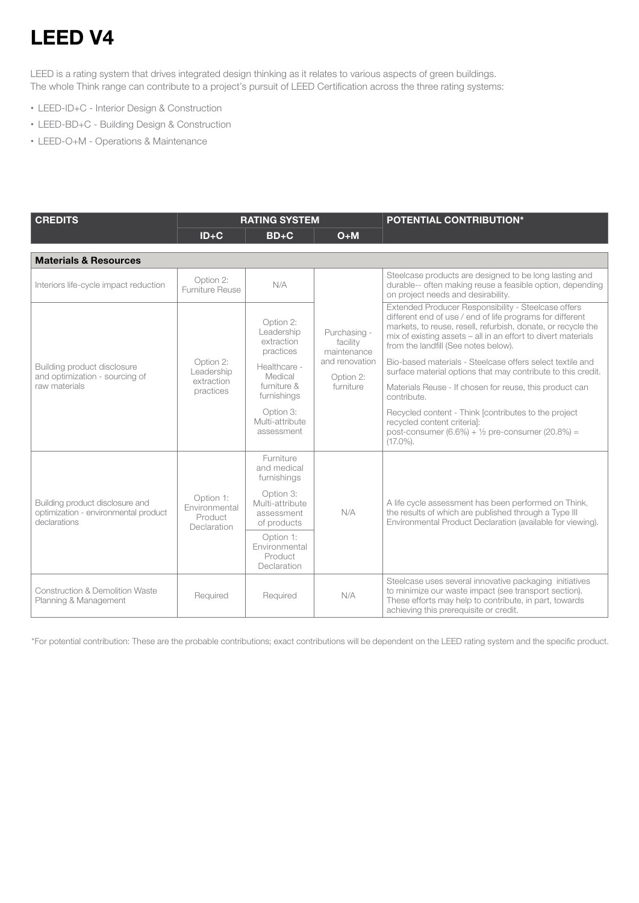# LEED V4

LEED is a rating system that drives integrated design thinking as it relates to various aspects of green buildings. The whole Think range can contribute to a project's pursuit of LEED Certification across the three rating systems:

- LEED-ID+C - Interior Design & Construction
- LEED-BD+C - Building Design & Construction
- LEED-O+M - Operations & Maintenance

| CREDITS | RATING SYSTEM | | | POTENTIAL CONTRIBUTION* |
|---|---|---|---|---|
| | ID+C | BD+C | O+M | |
| **Materials & Resources** | | | | |
| Interiors life-cycle impact reduction | Option 2: Furniture Reuse | N/A | Purchasing - facility maintenance and renovation<br>Option 2: furniture | Steelcase products are designed to be long lasting and durable-- often making reuse a feasible option, depending on project needs and desirability. |
| Building product disclosure and optimization - sourcing of raw materials | Option 2: Leadership extraction practices | Option 2: Leadership extraction practices<br>Healthcare - Medical furniture & furnishings<br>Option 3: Multi-attribute assessment | Purchasing - facility maintenance and renovation<br>Option 2: furniture | Extended Producer Responsibility - Steelcase offers different end of use / end of life programs for different markets, to reuse, resell, refurbish, donate, or recycle the mix of existing assets – all in an effort to divert materials from the landfill (See notes below).<br>Bio-based materials - Steelcase offers select textile and surface material options that may contribute to this credit.<br>Materials Reuse - If chosen for reuse, this product can contribute.<br>Recycled content - Think [contributes to the project recycled content criteria]:<br>post-consumer (6.6%) + ½ pre-consumer (20.8%) = (17.0%). |
| Building product disclosure and optimization - environmental product declarations | Option 1: Environmental Product Declaration | Furniture and medical furnishings<br>Option 3: Multi-attribute assessment of products<br>Option 1: Environmental Product Declaration | N/A | A life cycle assessment has been performed on Think, the results of which are published through a Type III Environmental Product Declaration (available for viewing). |
| Construction & Demolition Waste Planning & Management | Required | Required | N/A | Steelcase uses several innovative packaging initiatives to minimize our waste impact (see transport section). These efforts may help to contribute, in part, towards achieving this prerequisite or credit. |

*For potential contribution: These are the probable contributions; exact contributions will be dependent on the LEED rating system and the specific product.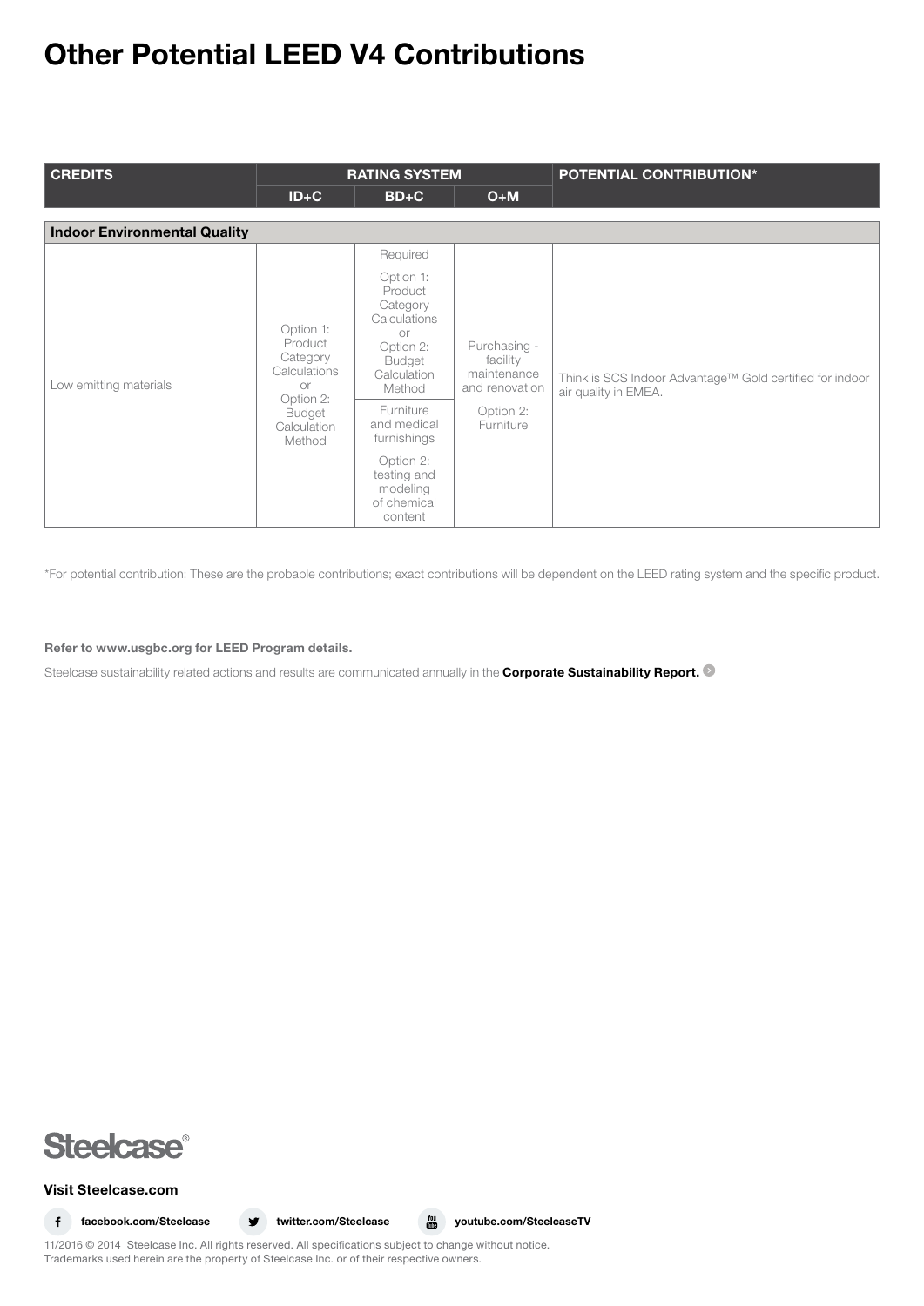# Other Potential LEED V4 Contributions

| CREDITS | RATING SYSTEM | | | POTENTIAL CONTRIBUTION* |
|---|---|---|---|---|
| | ID+C | BD+C | O+M | |
| **Indoor Environmental Quality** | | | | |
| Low emitting materials | Option 1: Product Category Calculations or Option 2: Budget Calculation Method | Required<br>Option 1: Product Category Calculations or Option 2: Budget Calculation Method<br>Furniture and medical furnishings<br>Option 2: testing and modeling of chemical content | Purchasing - facility maintenance and renovation<br>Option 2: Furniture | Think is SCS Indoor Advantage™ Gold certified for indoor air quality in EMEA. |

*For potential contribution: These are the probable contributions; exact contributions will be dependent on the LEED rating system and the specific product.

**Refer to www.usgbc.org for LEED Program details.**

Steelcase sustainability related actions and results are communicated annually in the **Corporate Sustainability Report.**

Steelcase®

**Visit Steelcase.com**

**facebook.com/Steelcase** **twitter.com/Steelcase** **youtube.com/SteelcaseTV**

11/2016 © 2014 Steelcase Inc. All rights reserved. All specifications subject to change without notice.
Trademarks used herein are the property of Steelcase Inc. or of their respective owners.